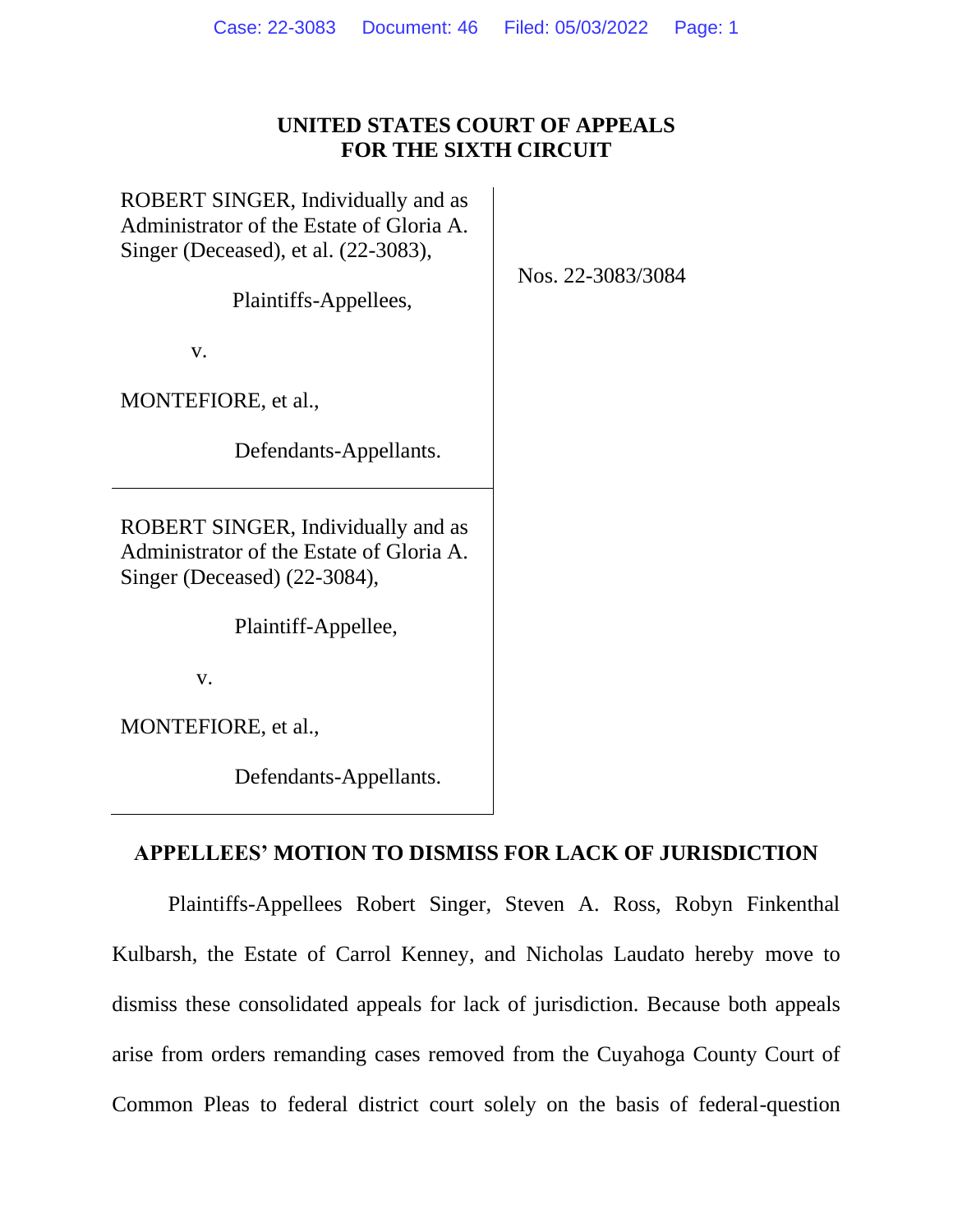**UNITED STATES COURT OF APPEALS**
**FOR THE SIXTH CIRCUIT**

| | |
|---|---|
| ROBERT SINGER, Individually and as Administrator of the Estate of Gloria A. Singer (Deceased), et al. (22-3083),<br><br>Plaintiffs-Appellees,<br><br>v.<br><br>MONTEFIORE, et al.,<br><br>Defendants-Appellants. | Nos. 22-3083/3084 |
| ROBERT SINGER, Individually and as Administrator of the Estate of Gloria A. Singer (Deceased) (22-3084),<br><br>Plaintiff-Appellee,<br><br>v.<br><br>MONTEFIORE, et al.,<br><br>Defendants-Appellants. | |

**APPELLEES' MOTION TO DISMISS FOR LACK OF JURISDICTION**

Plaintiffs-Appellees Robert Singer, Steven A. Ross, Robyn Finkenthal Kulbarsh, the Estate of Carrol Kenney, and Nicholas Laudato hereby move to dismiss these consolidated appeals for lack of jurisdiction. Because both appeals arise from orders remanding cases removed from the Cuyahoga County Court of Common Pleas to federal district court solely on the basis of federal-question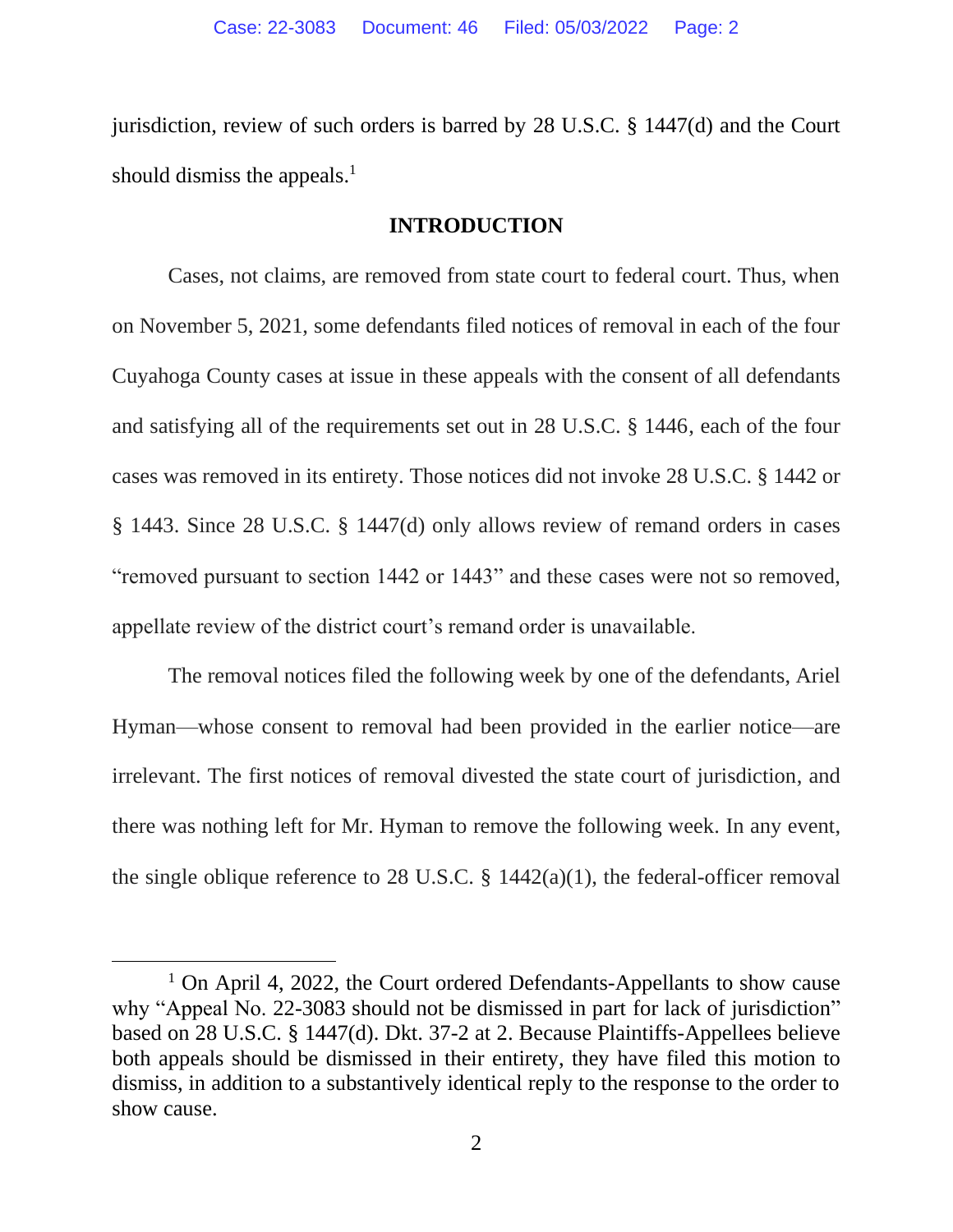jurisdiction, review of such orders is barred by 28 U.S.C. § 1447(d) and the Court should dismiss the appeals.[1]

## INTRODUCTION

Cases, not claims, are removed from state court to federal court. Thus, when on November 5, 2021, some defendants filed notices of removal in each of the four Cuyahoga County cases at issue in these appeals with the consent of all defendants and satisfying all of the requirements set out in 28 U.S.C. § 1446, each of the four cases was removed in its entirety. Those notices did not invoke 28 U.S.C. § 1442 or § 1443. Since 28 U.S.C. § 1447(d) only allows review of remand orders in cases "removed pursuant to section 1442 or 1443" and these cases were not so removed, appellate review of the district court's remand order is unavailable.

The removal notices filed the following week by one of the defendants, Ariel Hyman—whose consent to removal had been provided in the earlier notice—are irrelevant. The first notices of removal divested the state court of jurisdiction, and there was nothing left for Mr. Hyman to remove the following week. In any event, the single oblique reference to 28 U.S.C. § 1442(a)(1), the federal-officer removal

[1] On April 4, 2022, the Court ordered Defendants-Appellants to show cause why "Appeal No. 22-3083 should not be dismissed in part for lack of jurisdiction" based on 28 U.S.C. § 1447(d). Dkt. 37-2 at 2. Because Plaintiffs-Appellees believe both appeals should be dismissed in their entirety, they have filed this motion to dismiss, in addition to a substantively identical reply to the response to the order to show cause.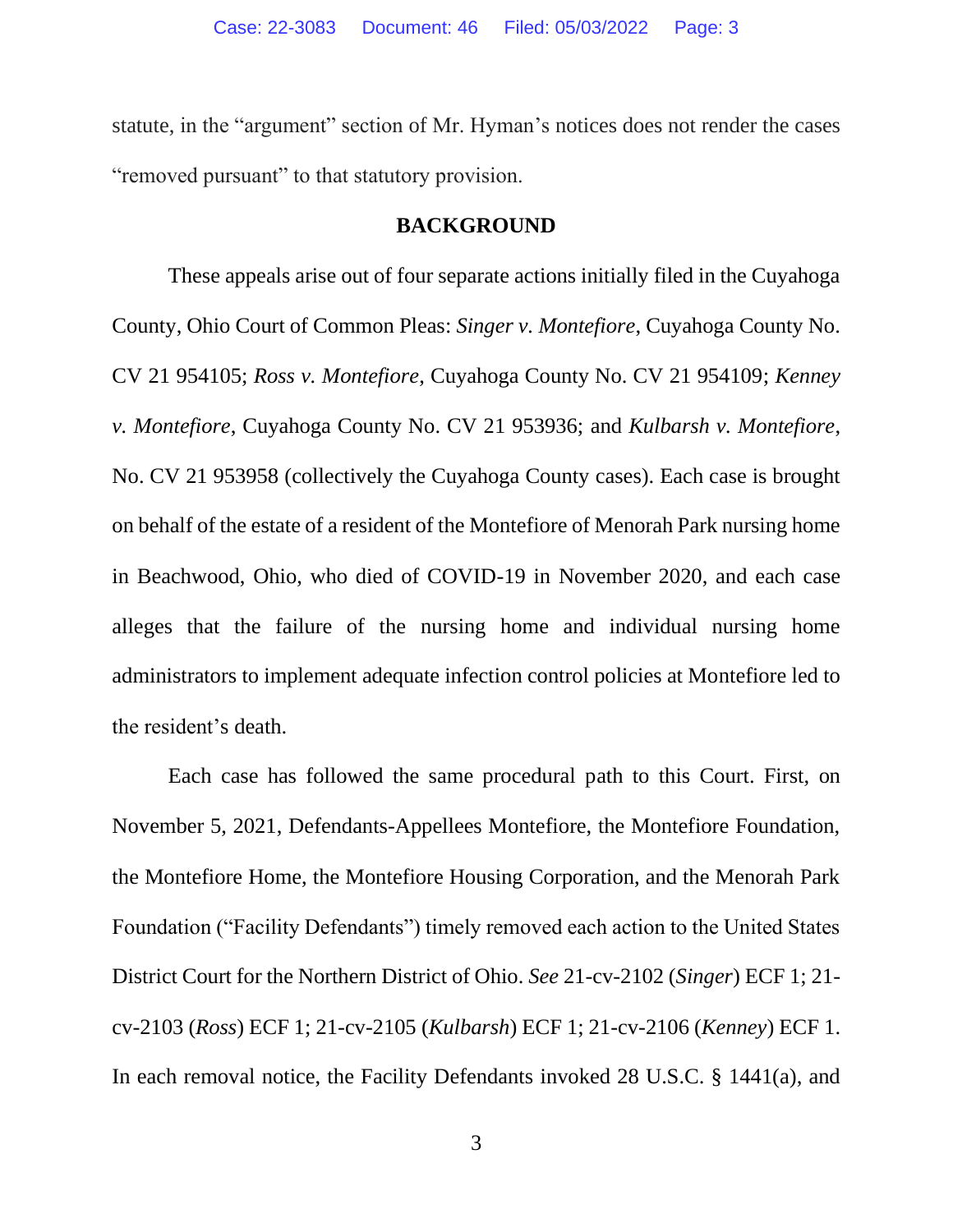statute, in the "argument" section of Mr. Hyman's notices does not render the cases "removed pursuant" to that statutory provision.

## BACKGROUND

These appeals arise out of four separate actions initially filed in the Cuyahoga County, Ohio Court of Common Pleas: *Singer v. Montefiore*, Cuyahoga County No. CV 21 954105; *Ross v. Montefiore*, Cuyahoga County No. CV 21 954109; *Kenney v. Montefiore*, Cuyahoga County No. CV 21 953936; and *Kulbarsh v. Montefiore*, No. CV 21 953958 (collectively the Cuyahoga County cases). Each case is brought on behalf of the estate of a resident of the Montefiore of Menorah Park nursing home in Beachwood, Ohio, who died of COVID-19 in November 2020, and each case alleges that the failure of the nursing home and individual nursing home administrators to implement adequate infection control policies at Montefiore led to the resident's death.

Each case has followed the same procedural path to this Court. First, on November 5, 2021, Defendants-Appellees Montefiore, the Montefiore Foundation, the Montefiore Home, the Montefiore Housing Corporation, and the Menorah Park Foundation ("Facility Defendants") timely removed each action to the United States District Court for the Northern District of Ohio. *See* 21-cv-2102 (*Singer*) ECF 1; 21-cv-2103 (*Ross*) ECF 1; 21-cv-2105 (*Kulbarsh*) ECF 1; 21-cv-2106 (*Kenney*) ECF 1. In each removal notice, the Facility Defendants invoked 28 U.S.C. § 1441(a), and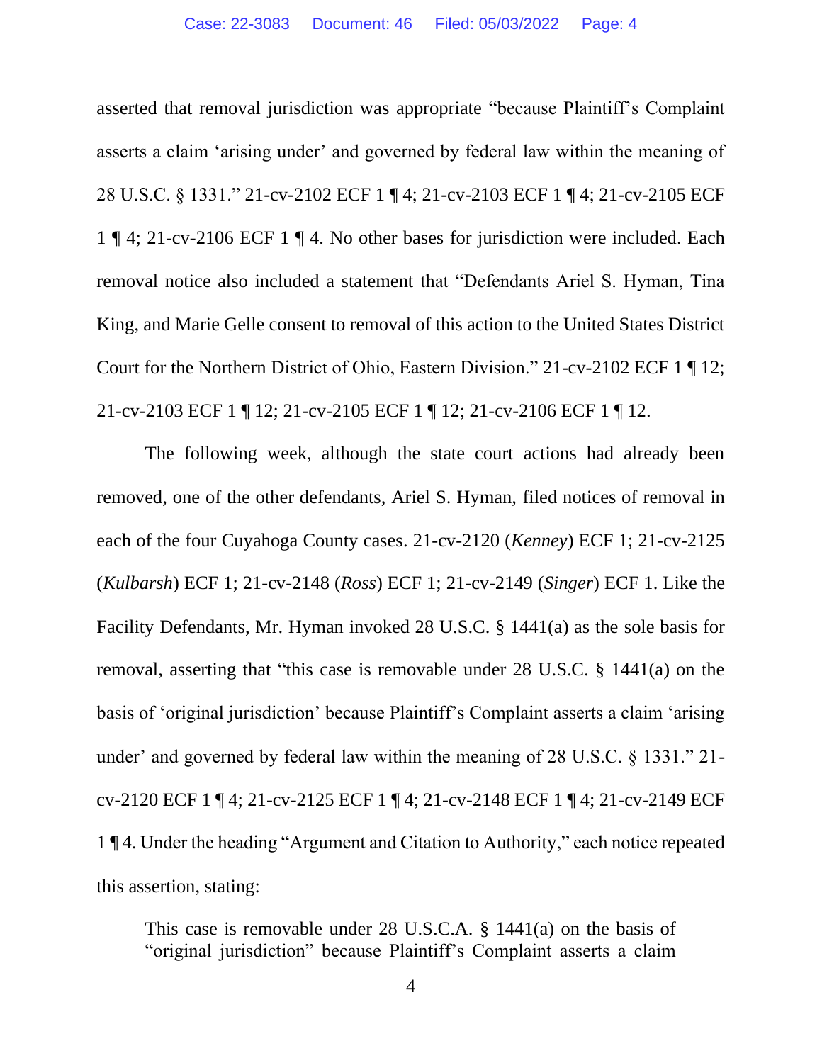asserted that removal jurisdiction was appropriate "because Plaintiff's Complaint asserts a claim 'arising under' and governed by federal law within the meaning of 28 U.S.C. § 1331." 21-cv-2102 ECF 1 ¶ 4; 21-cv-2103 ECF 1 ¶ 4; 21-cv-2105 ECF 1 ¶ 4; 21-cv-2106 ECF 1 ¶ 4. No other bases for jurisdiction were included. Each removal notice also included a statement that "Defendants Ariel S. Hyman, Tina King, and Marie Gelle consent to removal of this action to the United States District Court for the Northern District of Ohio, Eastern Division." 21-cv-2102 ECF 1 ¶ 12; 21-cv-2103 ECF 1 ¶ 12; 21-cv-2105 ECF 1 ¶ 12; 21-cv-2106 ECF 1 ¶ 12.

The following week, although the state court actions had already been removed, one of the other defendants, Ariel S. Hyman, filed notices of removal in each of the four Cuyahoga County cases. 21-cv-2120 (*Kenney*) ECF 1; 21-cv-2125 (*Kulbarsh*) ECF 1; 21-cv-2148 (*Ross*) ECF 1; 21-cv-2149 (*Singer*) ECF 1. Like the Facility Defendants, Mr. Hyman invoked 28 U.S.C. § 1441(a) as the sole basis for removal, asserting that "this case is removable under 28 U.S.C. § 1441(a) on the basis of 'original jurisdiction' because Plaintiff's Complaint asserts a claim 'arising under' and governed by federal law within the meaning of 28 U.S.C. § 1331." 21-cv-2120 ECF 1 ¶ 4; 21-cv-2125 ECF 1 ¶ 4; 21-cv-2148 ECF 1 ¶ 4; 21-cv-2149 ECF 1 ¶ 4. Under the heading "Argument and Citation to Authority," each notice repeated this assertion, stating:

> This case is removable under 28 U.S.C.A. § 1441(a) on the basis of "original jurisdiction" because Plaintiff's Complaint asserts a claim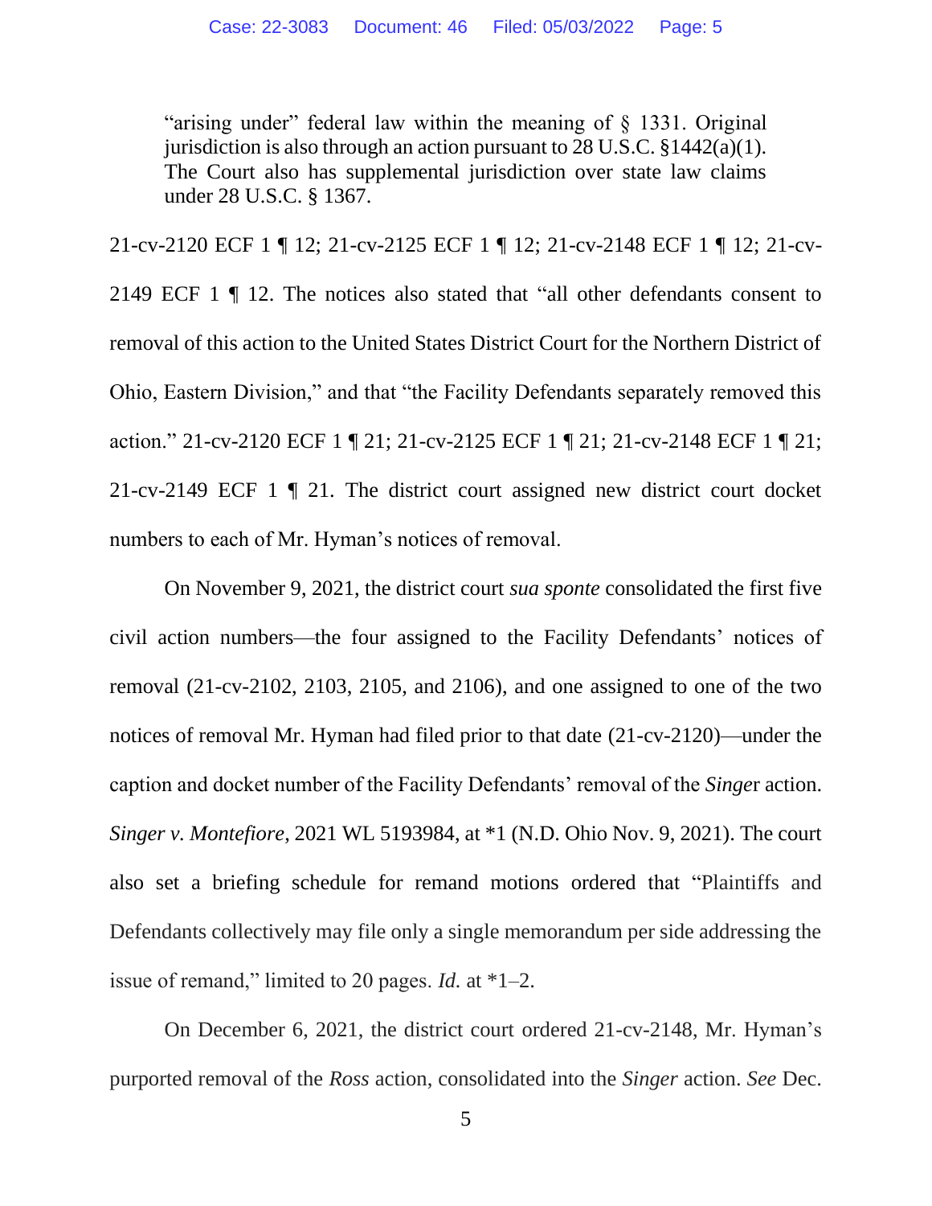> "arising under" federal law within the meaning of § 1331. Original jurisdiction is also through an action pursuant to 28 U.S.C. §1442(a)(1). The Court also has supplemental jurisdiction over state law claims under 28 U.S.C. § 1367.

21-cv-2120 ECF 1 ¶ 12; 21-cv-2125 ECF 1 ¶ 12; 21-cv-2148 ECF 1 ¶ 12; 21-cv-2149 ECF 1 ¶ 12. The notices also stated that "all other defendants consent to removal of this action to the United States District Court for the Northern District of Ohio, Eastern Division," and that "the Facility Defendants separately removed this action." 21-cv-2120 ECF 1 ¶ 21; 21-cv-2125 ECF 1 ¶ 21; 21-cv-2148 ECF 1 ¶ 21; 21-cv-2149 ECF 1 ¶ 21. The district court assigned new district court docket numbers to each of Mr. Hyman's notices of removal.

On November 9, 2021, the district court *sua sponte* consolidated the first five civil action numbers—the four assigned to the Facility Defendants' notices of removal (21-cv-2102, 2103, 2105, and 2106), and one assigned to one of the two notices of removal Mr. Hyman had filed prior to that date (21-cv-2120)—under the caption and docket number of the Facility Defendants' removal of the *Singer* action. *Singer v. Montefiore*, 2021 WL 5193984, at *1 (N.D. Ohio Nov. 9, 2021). The court also set a briefing schedule for remand motions ordered that "Plaintiffs and Defendants collectively may file only a single memorandum per side addressing the issue of remand," limited to 20 pages. *Id.* at *1–2.

On December 6, 2021, the district court ordered 21-cv-2148, Mr. Hyman's purported removal of the *Ross* action, consolidated into the *Singer* action. *See* Dec.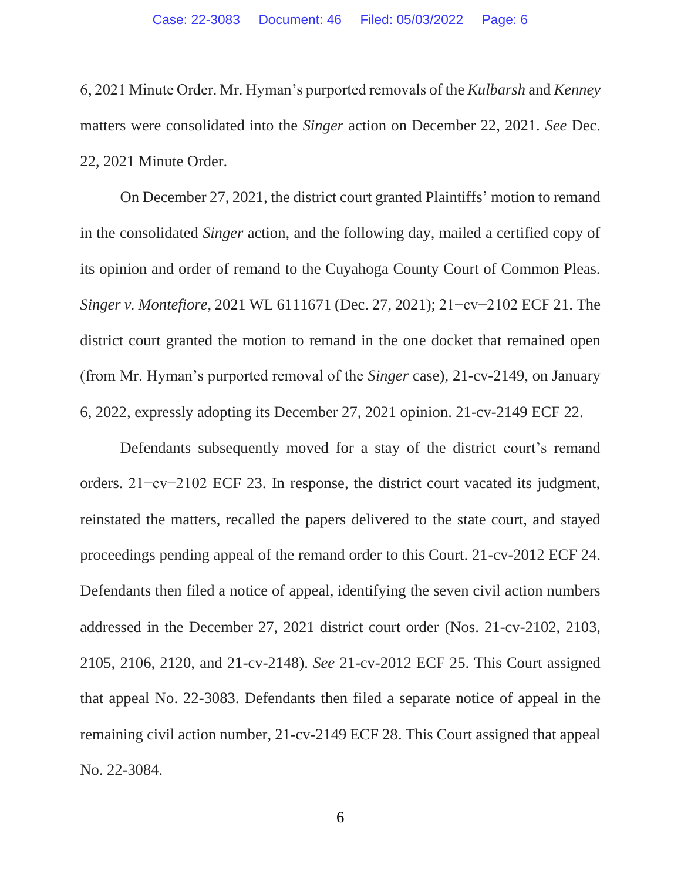6, 2021 Minute Order. Mr. Hyman's purported removals of the *Kulbarsh* and *Kenney* matters were consolidated into the *Singer* action on December 22, 2021. *See* Dec. 22, 2021 Minute Order.

On December 27, 2021, the district court granted Plaintiffs' motion to remand in the consolidated *Singer* action, and the following day, mailed a certified copy of its opinion and order of remand to the Cuyahoga County Court of Common Pleas. *Singer v. Montefiore*, 2021 WL 6111671 (Dec. 27, 2021); 21−cv−2102 ECF 21. The district court granted the motion to remand in the one docket that remained open (from Mr. Hyman's purported removal of the *Singer* case), 21-cv-2149, on January 6, 2022, expressly adopting its December 27, 2021 opinion. 21-cv-2149 ECF 22.

Defendants subsequently moved for a stay of the district court's remand orders. 21−cv−2102 ECF 23. In response, the district court vacated its judgment, reinstated the matters, recalled the papers delivered to the state court, and stayed proceedings pending appeal of the remand order to this Court. 21-cv-2012 ECF 24. Defendants then filed a notice of appeal, identifying the seven civil action numbers addressed in the December 27, 2021 district court order (Nos. 21-cv-2102, 2103, 2105, 2106, 2120, and 21-cv-2148). *See* 21-cv-2012 ECF 25. This Court assigned that appeal No. 22-3083. Defendants then filed a separate notice of appeal in the remaining civil action number, 21-cv-2149 ECF 28. This Court assigned that appeal No. 22-3084.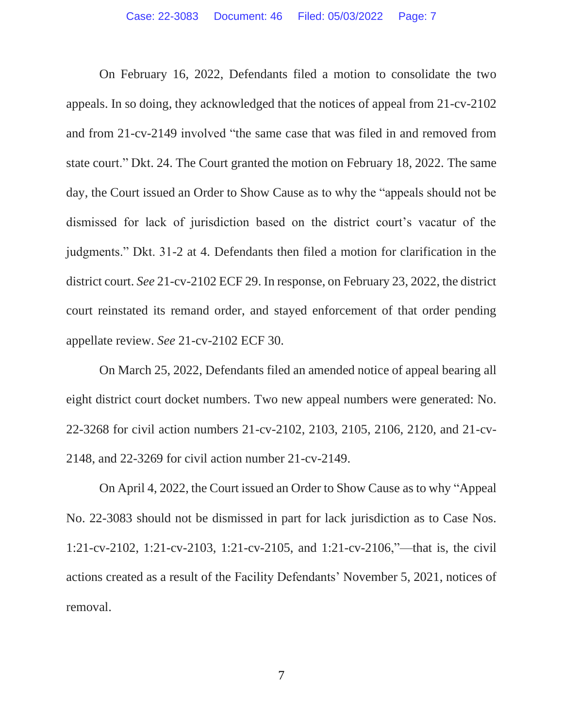On February 16, 2022, Defendants filed a motion to consolidate the two appeals. In so doing, they acknowledged that the notices of appeal from 21-cv-2102 and from 21-cv-2149 involved "the same case that was filed in and removed from state court." Dkt. 24. The Court granted the motion on February 18, 2022. The same day, the Court issued an Order to Show Cause as to why the "appeals should not be dismissed for lack of jurisdiction based on the district court's vacatur of the judgments." Dkt. 31-2 at 4. Defendants then filed a motion for clarification in the district court. *See* 21-cv-2102 ECF 29. In response, on February 23, 2022, the district court reinstated its remand order, and stayed enforcement of that order pending appellate review. *See* 21-cv-2102 ECF 30.

On March 25, 2022, Defendants filed an amended notice of appeal bearing all eight district court docket numbers. Two new appeal numbers were generated: No. 22-3268 for civil action numbers 21-cv-2102, 2103, 2105, 2106, 2120, and 21-cv-2148, and 22-3269 for civil action number 21-cv-2149.

On April 4, 2022, the Court issued an Order to Show Cause as to why "Appeal No. 22-3083 should not be dismissed in part for lack jurisdiction as to Case Nos. 1:21-cv-2102, 1:21-cv-2103, 1:21-cv-2105, and 1:21-cv-2106,"—that is, the civil actions created as a result of the Facility Defendants' November 5, 2021, notices of removal.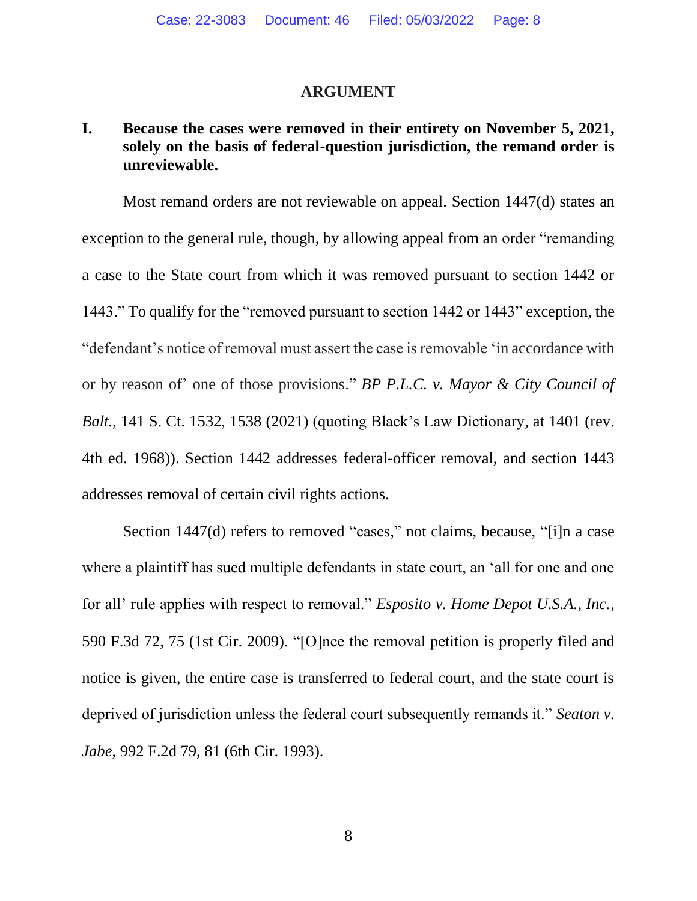## ARGUMENT

### I. Because the cases were removed in their entirety on November 5, 2021, solely on the basis of federal-question jurisdiction, the remand order is unreviewable.

Most remand orders are not reviewable on appeal. Section 1447(d) states an exception to the general rule, though, by allowing appeal from an order "remanding a case to the State court from which it was removed pursuant to section 1442 or 1443." To qualify for the "removed pursuant to section 1442 or 1443" exception, the "defendant's notice of removal must assert the case is removable 'in accordance with or by reason of' one of those provisions." *BP P.L.C. v. Mayor & City Council of Balt.*, 141 S. Ct. 1532, 1538 (2021) (quoting Black's Law Dictionary, at 1401 (rev. 4th ed. 1968)). Section 1442 addresses federal-officer removal, and section 1443 addresses removal of certain civil rights actions.

Section 1447(d) refers to removed "cases," not claims, because, "[i]n a case where a plaintiff has sued multiple defendants in state court, an 'all for one and one for all' rule applies with respect to removal." *Esposito v. Home Depot U.S.A., Inc.*, 590 F.3d 72, 75 (1st Cir. 2009). "[O]nce the removal petition is properly filed and notice is given, the entire case is transferred to federal court, and the state court is deprived of jurisdiction unless the federal court subsequently remands it." *Seaton v. Jabe*, 992 F.2d 79, 81 (6th Cir. 1993).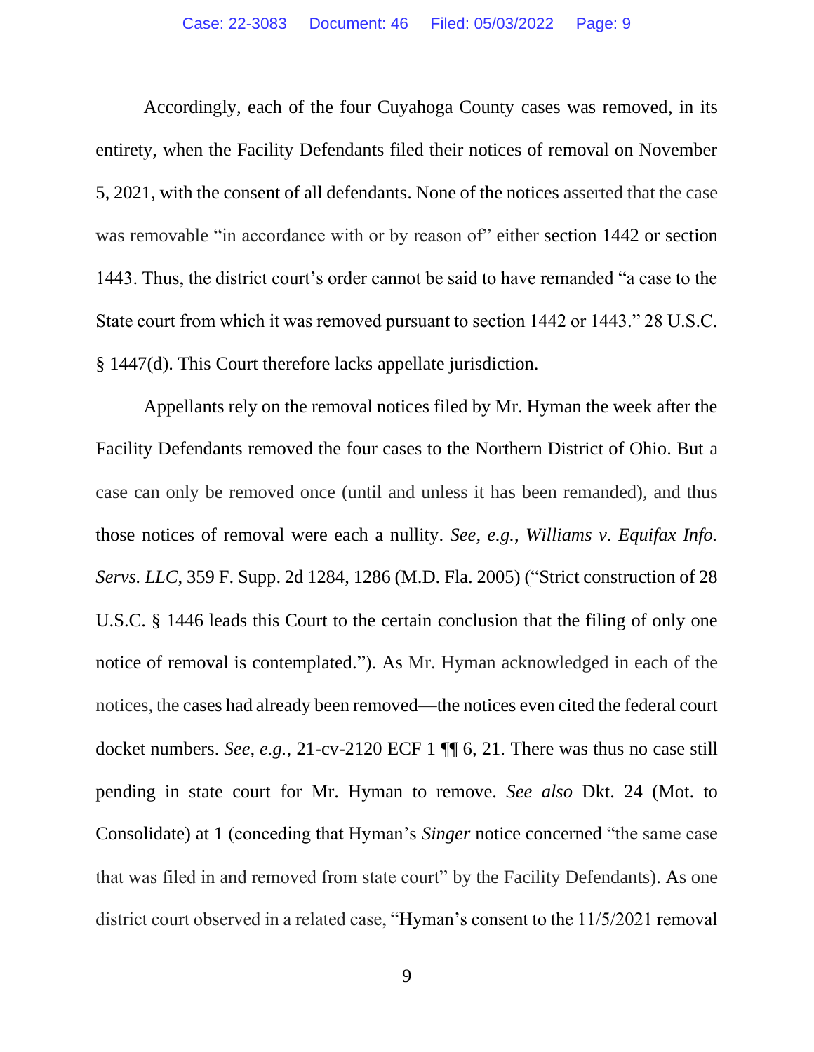Accordingly, each of the four Cuyahoga County cases was removed, in its entirety, when the Facility Defendants filed their notices of removal on November 5, 2021, with the consent of all defendants. None of the notices asserted that the case was removable "in accordance with or by reason of" either section 1442 or section 1443. Thus, the district court's order cannot be said to have remanded "a case to the State court from which it was removed pursuant to section 1442 or 1443." 28 U.S.C. § 1447(d). This Court therefore lacks appellate jurisdiction.

Appellants rely on the removal notices filed by Mr. Hyman the week after the Facility Defendants removed the four cases to the Northern District of Ohio. But a case can only be removed once (until and unless it has been remanded), and thus those notices of removal were each a nullity. *See, e.g.*, *Williams v. Equifax Info. Servs. LLC*, 359 F. Supp. 2d 1284, 1286 (M.D. Fla. 2005) ("Strict construction of 28 U.S.C. § 1446 leads this Court to the certain conclusion that the filing of only one notice of removal is contemplated."). As Mr. Hyman acknowledged in each of the notices, the cases had already been removed—the notices even cited the federal court docket numbers. *See, e.g.*, 21-cv-2120 ECF 1 ¶¶ 6, 21. There was thus no case still pending in state court for Mr. Hyman to remove. *See also* Dkt. 24 (Mot. to Consolidate) at 1 (conceding that Hyman's *Singer* notice concerned "the same case that was filed in and removed from state court" by the Facility Defendants). As one district court observed in a related case, "Hyman's consent to the 11/5/2021 removal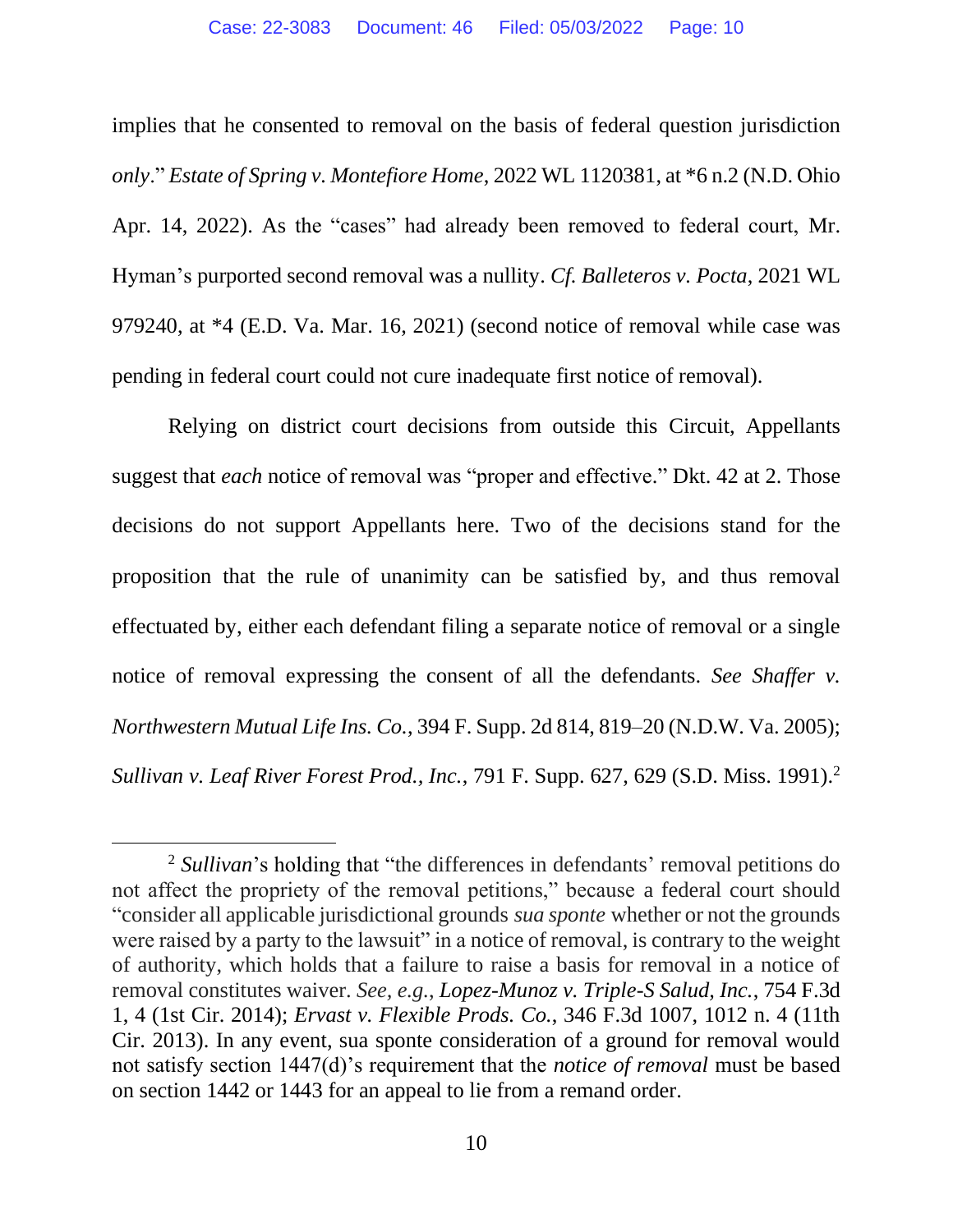implies that he consented to removal on the basis of federal question jurisdiction *only*." *Estate of Spring v. Montefiore Home*, 2022 WL 1120381, at *6 n.2 (N.D. Ohio Apr. 14, 2022). As the "cases" had already been removed to federal court, Mr. Hyman's purported second removal was a nullity. *Cf. Balleteros v. Pocta*, 2021 WL 979240, at *4 (E.D. Va. Mar. 16, 2021) (second notice of removal while case was pending in federal court could not cure inadequate first notice of removal).

Relying on district court decisions from outside this Circuit, Appellants suggest that *each* notice of removal was "proper and effective." Dkt. 42 at 2. Those decisions do not support Appellants here. Two of the decisions stand for the proposition that the rule of unanimity can be satisfied by, and thus removal effectuated by, either each defendant filing a separate notice of removal or a single notice of removal expressing the consent of all the defendants. *See Shaffer v. Northwestern Mutual Life Ins. Co.*, 394 F. Supp. 2d 814, 819–20 (N.D.W. Va. 2005); *Sullivan v. Leaf River Forest Prod., Inc.*, 791 F. Supp. 627, 629 (S.D. Miss. 1991).[2]

[2] *Sullivan*'s holding that "the differences in defendants' removal petitions do not affect the propriety of the removal petitions," because a federal court should "consider all applicable jurisdictional grounds *sua sponte* whether or not the grounds were raised by a party to the lawsuit" in a notice of removal, is contrary to the weight of authority, which holds that a failure to raise a basis for removal in a notice of removal constitutes waiver. *See, e.g.*, *Lopez-Munoz v. Triple-S Salud, Inc.*, 754 F.3d 1, 4 (1st Cir. 2014); *Ervast v. Flexible Prods. Co.*, 346 F.3d 1007, 1012 n. 4 (11th Cir. 2013). In any event, sua sponte consideration of a ground for removal would not satisfy section 1447(d)'s requirement that the *notice of removal* must be based on section 1442 or 1443 for an appeal to lie from a remand order.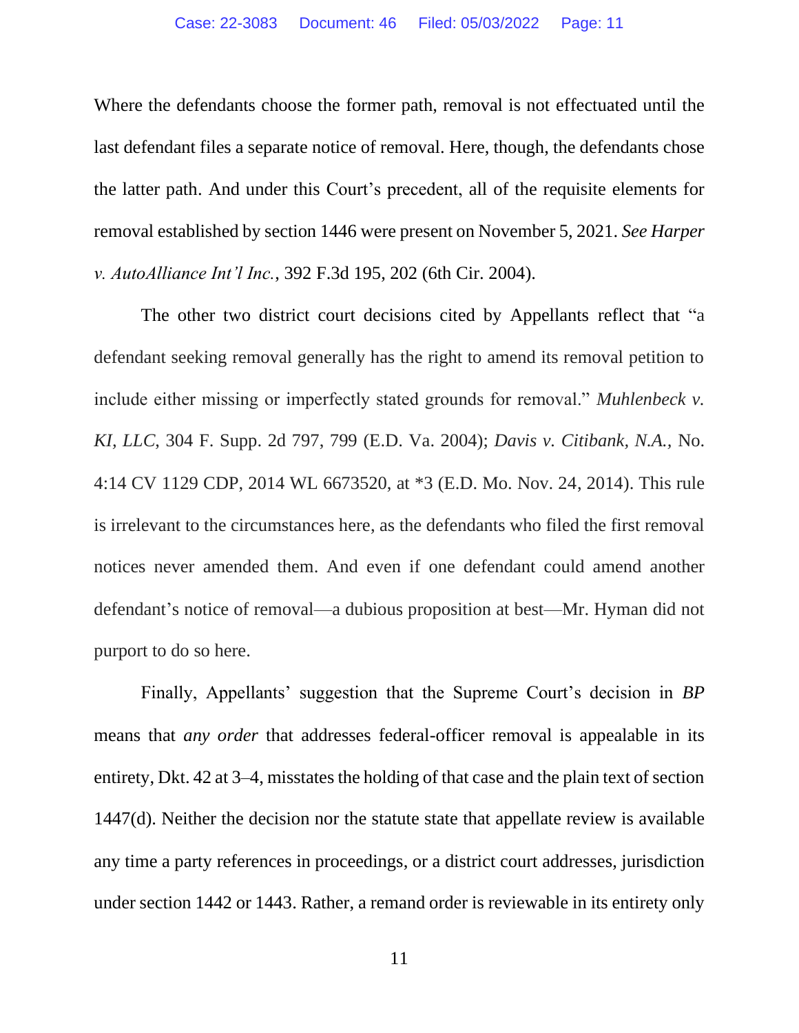Where the defendants choose the former path, removal is not effectuated until the last defendant files a separate notice of removal. Here, though, the defendants chose the latter path. And under this Court's precedent, all of the requisite elements for removal established by section 1446 were present on November 5, 2021. *See Harper v. AutoAlliance Int'l Inc.*, 392 F.3d 195, 202 (6th Cir. 2004).

The other two district court decisions cited by Appellants reflect that "a defendant seeking removal generally has the right to amend its removal petition to include either missing or imperfectly stated grounds for removal." *Muhlenbeck v. KI, LLC*, 304 F. Supp. 2d 797, 799 (E.D. Va. 2004); *Davis v. Citibank, N.A.*, No. 4:14 CV 1129 CDP, 2014 WL 6673520, at *3 (E.D. Mo. Nov. 24, 2014). This rule is irrelevant to the circumstances here, as the defendants who filed the first removal notices never amended them. And even if one defendant could amend another defendant's notice of removal—a dubious proposition at best—Mr. Hyman did not purport to do so here.

Finally, Appellants' suggestion that the Supreme Court's decision in *BP* means that *any order* that addresses federal-officer removal is appealable in its entirety, Dkt. 42 at 3–4, misstates the holding of that case and the plain text of section 1447(d). Neither the decision nor the statute state that appellate review is available any time a party references in proceedings, or a district court addresses, jurisdiction under section 1442 or 1443. Rather, a remand order is reviewable in its entirety only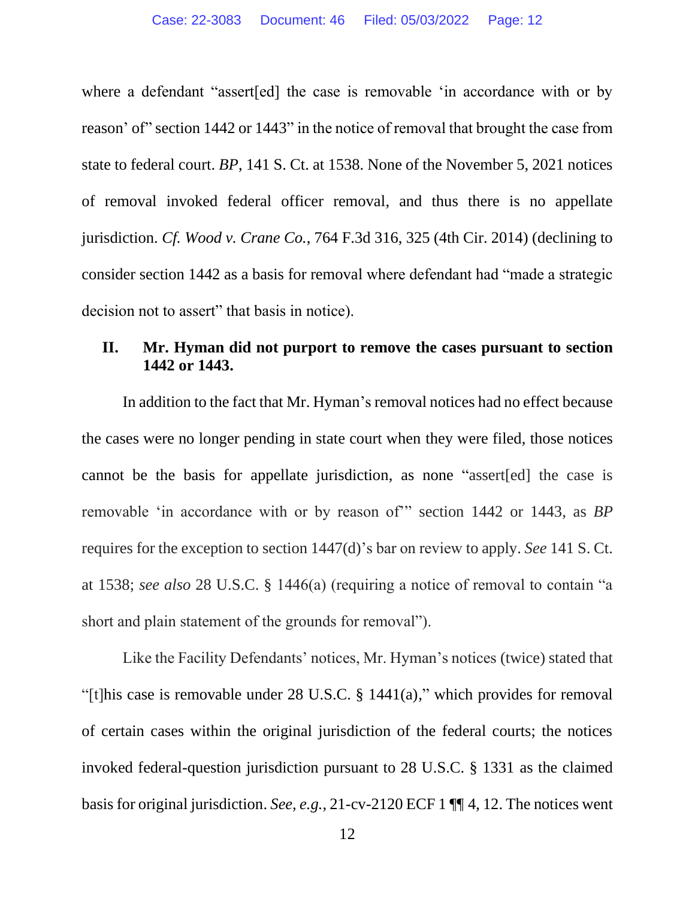where a defendant "assert[ed] the case is removable 'in accordance with or by reason' of" section 1442 or 1443" in the notice of removal that brought the case from state to federal court. *BP*, 141 S. Ct. at 1538. None of the November 5, 2021 notices of removal invoked federal officer removal, and thus there is no appellate jurisdiction. *Cf. Wood v. Crane Co.*, 764 F.3d 316, 325 (4th Cir. 2014) (declining to consider section 1442 as a basis for removal where defendant had "made a strategic decision not to assert" that basis in notice).

## II. Mr. Hyman did not purport to remove the cases pursuant to section 1442 or 1443.

In addition to the fact that Mr. Hyman's removal notices had no effect because the cases were no longer pending in state court when they were filed, those notices cannot be the basis for appellate jurisdiction, as none "assert[ed] the case is removable 'in accordance with or by reason of'" section 1442 or 1443, as *BP* requires for the exception to section 1447(d)'s bar on review to apply. *See* 141 S. Ct. at 1538; *see also* 28 U.S.C. § 1446(a) (requiring a notice of removal to contain "a short and plain statement of the grounds for removal").

Like the Facility Defendants' notices, Mr. Hyman's notices (twice) stated that "[t]his case is removable under 28 U.S.C. § 1441(a)," which provides for removal of certain cases within the original jurisdiction of the federal courts; the notices invoked federal-question jurisdiction pursuant to 28 U.S.C. § 1331 as the claimed basis for original jurisdiction. *See, e.g.*, 21-cv-2120 ECF 1 ¶¶ 4, 12. The notices went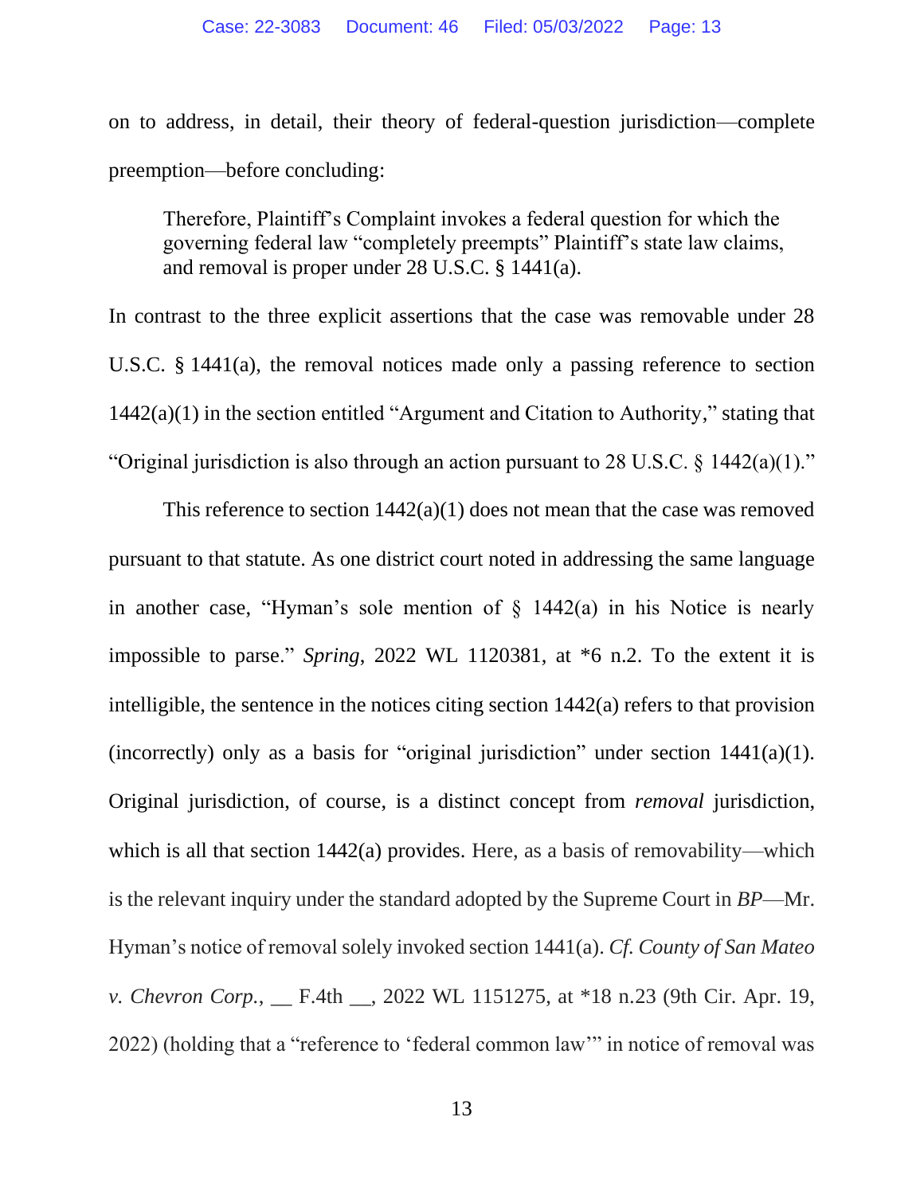on to address, in detail, their theory of federal-question jurisdiction—complete preemption—before concluding:

> Therefore, Plaintiff's Complaint invokes a federal question for which the governing federal law "completely preempts" Plaintiff's state law claims, and removal is proper under 28 U.S.C. § 1441(a).

In contrast to the three explicit assertions that the case was removable under 28 U.S.C. § 1441(a), the removal notices made only a passing reference to section 1442(a)(1) in the section entitled "Argument and Citation to Authority," stating that "Original jurisdiction is also through an action pursuant to 28 U.S.C. § 1442(a)(1)."

This reference to section 1442(a)(1) does not mean that the case was removed pursuant to that statute. As one district court noted in addressing the same language in another case, "Hyman's sole mention of § 1442(a) in his Notice is nearly impossible to parse." *Spring*, 2022 WL 1120381, at *6 n.2. To the extent it is intelligible, the sentence in the notices citing section 1442(a) refers to that provision (incorrectly) only as a basis for "original jurisdiction" under section 1441(a)(1). Original jurisdiction, of course, is a distinct concept from *removal* jurisdiction, which is all that section 1442(a) provides. Here, as a basis of removability—which is the relevant inquiry under the standard adopted by the Supreme Court in *BP*—Mr. Hyman's notice of removal solely invoked section 1441(a). *Cf. County of San Mateo v. Chevron Corp.*, __ F.4th __, 2022 WL 1151275, at *18 n.23 (9th Cir. Apr. 19, 2022) (holding that a "reference to 'federal common law'" in notice of removal was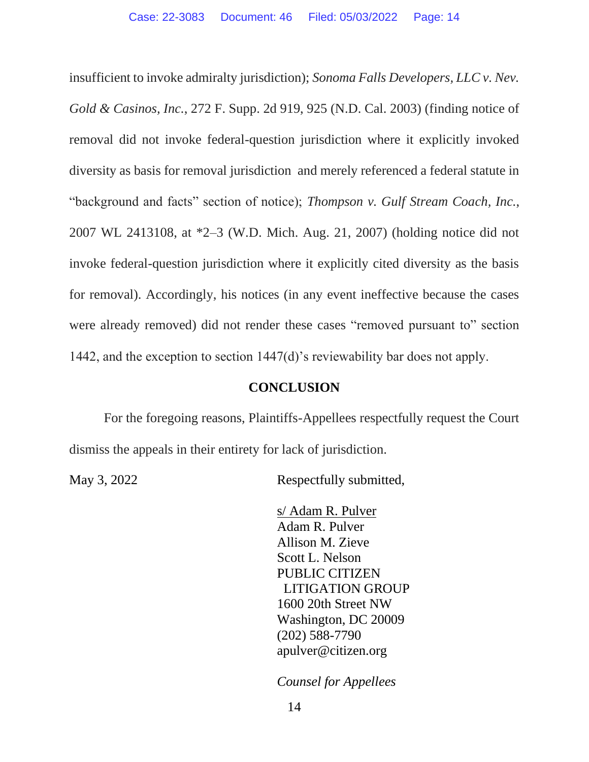insufficient to invoke admiralty jurisdiction); *Sonoma Falls Developers, LLC v. Nev. Gold & Casinos, Inc.*, 272 F. Supp. 2d 919, 925 (N.D. Cal. 2003) (finding notice of removal did not invoke federal-question jurisdiction where it explicitly invoked diversity as basis for removal jurisdiction and merely referenced a federal statute in "background and facts" section of notice); *Thompson v. Gulf Stream Coach, Inc.*, 2007 WL 2413108, at *2–3 (W.D. Mich. Aug. 21, 2007) (holding notice did not invoke federal-question jurisdiction where it explicitly cited diversity as the basis for removal). Accordingly, his notices (in any event ineffective because the cases were already removed) did not render these cases "removed pursuant to" section 1442, and the exception to section 1447(d)'s reviewability bar does not apply.

## CONCLUSION

For the foregoing reasons, Plaintiffs-Appellees respectfully request the Court dismiss the appeals in their entirety for lack of jurisdiction.

May 3, 2022

Respectfully submitted,

s/ Adam R. Pulver
Adam R. Pulver
Allison M. Zieve
Scott L. Nelson
PUBLIC CITIZEN
LITIGATION GROUP
1600 20th Street NW
Washington, DC 20009
(202) 588-7790
apulver@citizen.org

*Counsel for Appellees*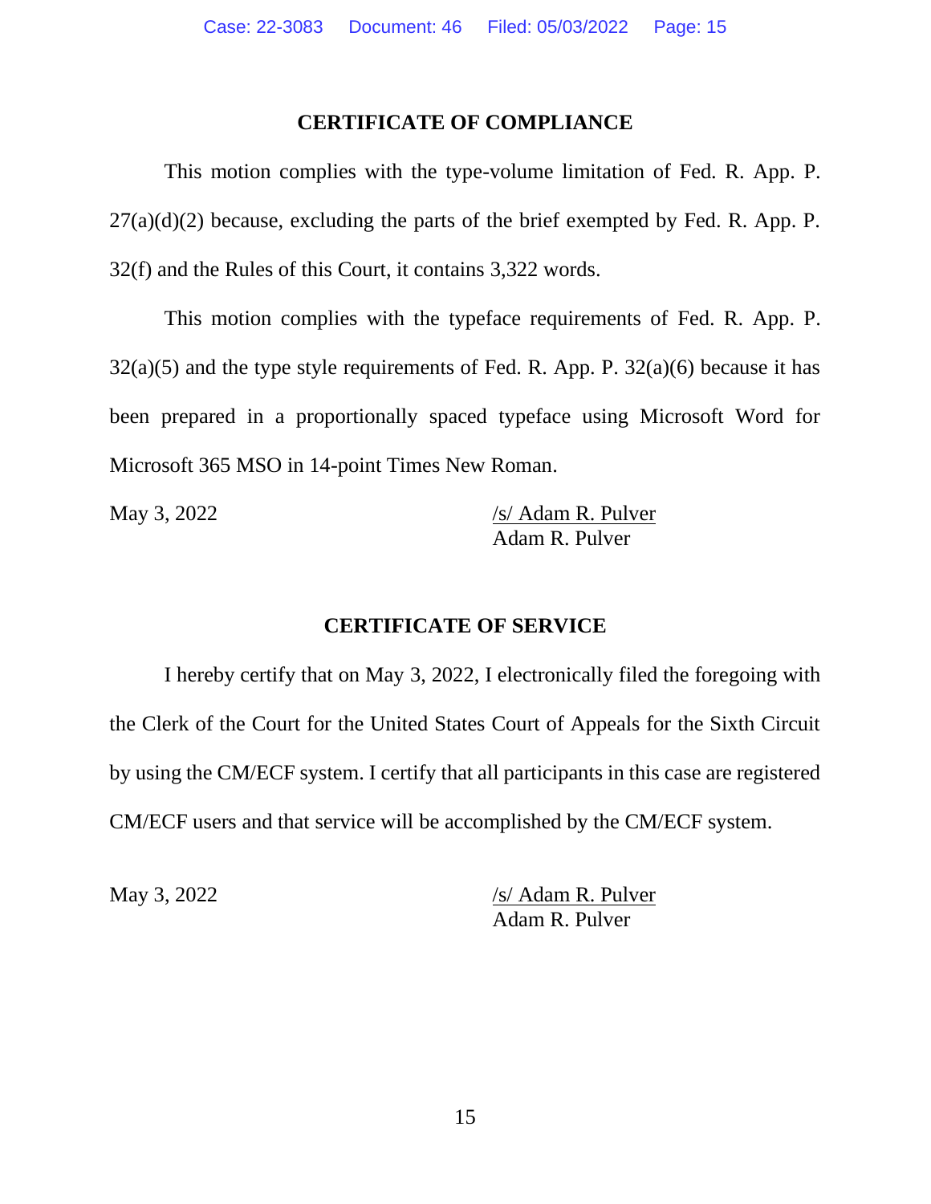## CERTIFICATE OF COMPLIANCE

This motion complies with the type-volume limitation of Fed. R. App. P. 27(a)(d)(2) because, excluding the parts of the brief exempted by Fed. R. App. P. 32(f) and the Rules of this Court, it contains 3,322 words.

This motion complies with the typeface requirements of Fed. R. App. P. 32(a)(5) and the type style requirements of Fed. R. App. P. 32(a)(6) because it has been prepared in a proportionally spaced typeface using Microsoft Word for Microsoft 365 MSO in 14-point Times New Roman.

May 3, 2022

/s/ Adam R. Pulver
Adam R. Pulver

## CERTIFICATE OF SERVICE

I hereby certify that on May 3, 2022, I electronically filed the foregoing with the Clerk of the Court for the United States Court of Appeals for the Sixth Circuit by using the CM/ECF system. I certify that all participants in this case are registered CM/ECF users and that service will be accomplished by the CM/ECF system.

May 3, 2022

/s/ Adam R. Pulver
Adam R. Pulver